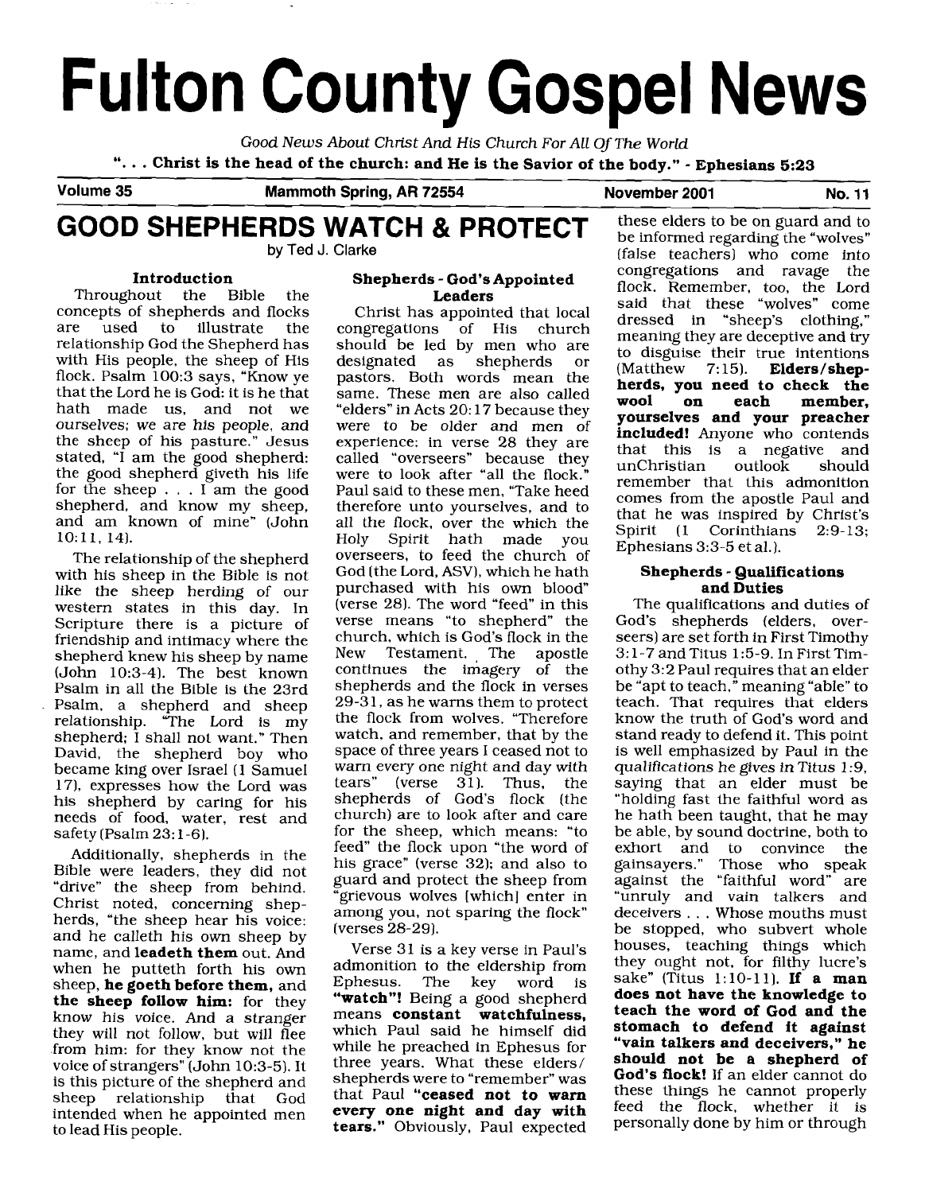# Fulton County Gospel News

*Good News About Christ And His Church For All Of The World*

**". . . Christ is the head of the church: and He is the Savior of the body." - Ephesians 5:23**

**Volume 35 — Mammoth Spring, AR 72554 — November 2001 — No. 11**

## GOOD SHEPHERDS WATCH & PROTECT

by Ted J. Clarke

### Introduction

Throughout the Bible the concepts of shepherds and flocks are used to illustrate the relationship God the Shepherd has with His people, the sheep of His flock. Psalm 100:3 says, "Know ye that the Lord he is God: it is he that hath made us, and not we ourselves; we are his people, and the sheep of his pasture." Jesus stated, "I am the good shepherd: the good shepherd giveth his life for the sheep . . . I am the good shepherd, and know my sheep, and am known of mine" (John 10:11, 14).

The relationship of the shepherd with his sheep in the Bible is not like the sheep herding of our western states in this day. In Scripture there is a picture of friendship and intimacy where the shepherd knew his sheep by name (John 10:3-4). The best known Psalm in all the Bible is the 23rd Psalm, a shepherd and sheep relationship. "The Lord is my shepherd; I shall not want." Then David, the shepherd boy who became king over Israel (1 Samuel 17), expresses how the Lord was his shepherd by caring for his needs of food, water, rest and safety (Psalm 23:1-6).

Additionally, shepherds in the Bible were leaders, they did not "drive" the sheep from behind. Christ noted, concerning shepherds, "the sheep hear his voice: and he calleth his own sheep by name, and **leadeth them** out. And when he putteth forth his own sheep, **he goeth before them,** and **the sheep follow him:** for they know his voice. And a stranger they will not follow, but will flee from him: for they know not the voice of strangers" (John 10:3-5). It is this picture of the shepherd and sheep relationship that God intended when he appointed men to lead His people.

### Shepherds - God's Appointed Leaders

Christ has appointed that local congregations of His church should be led by men who are designated as shepherds or pastors. Both words mean the same. These men are also called "elders" in Acts 20:17 because they were to be older and men of experience: in verse 28 they are called "overseers" because they were to look after "all the flock." Paul said to these men, "Take heed therefore unto yourselves, and to all the flock, over the which the Holy Spirit hath made you overseers, to feed the church of God (the Lord, ASV), which he hath purchased with his own blood" (verse 28). The word "feed" in this verse means "to shepherd" the church, which is God's flock in the New Testament. The apostle continues the imagery of the shepherds and the flock in verses 29-31, as he warns them to protect the flock from wolves. "Therefore watch, and remember, that by the space of three years I ceased not to warn every one night and day with tears" (verse 31). Thus, the shepherds of God's flock (the church) are to look after and care for the sheep, which means: "to feed" the flock upon "the word of his grace" (verse 32); and also to guard and protect the sheep from "grievous wolves [which] enter in among you, not sparing the flock" (verses 28-29).

Verse 31 is a key verse in Paul's admonition to the eldership from Ephesus. The key word is **"watch"!** Being a good shepherd means **constant watchfulness,** which Paul said he himself did while he preached in Ephesus for three years. What these elders/shepherds were to "remember" was that Paul **"ceased not to warn every one night and day with tears."** Obviously, Paul expected these elders to be on guard and to be informed regarding the "wolves" (false teachers) who come into congregations and ravage the flock. Remember, too, the Lord said that these "wolves" come dressed in "sheep's clothing," meaning they are deceptive and try to disguise their true intentions (Matthew 7:15). **Elders/shepherds, you need to check the wool on each member, yourselves and your preacher included!** Anyone who contends that this is a negative and unChristian outlook should remember that this admonition comes from the apostle Paul and that he was inspired by Christ's Spirit (1 Corinthians 2:9-13; Ephesians 3:3-5 et al.).

### Shepherds - Qualifications and Duties

The qualifications and duties of God's shepherds (elders, overseers) are set forth in First Timothy 3:1-7 and Titus 1:5-9. In First Timothy 3:2 Paul requires that an elder be "apt to teach," meaning "able" to teach. That requires that elders know the truth of God's word and stand ready to defend it. This point is well emphasized by Paul in the *qualifications he gives in* Titus 1:9, saying that an elder must be "holding fast the faithful word as he hath been taught, that he may be able, by sound doctrine, both to exhort and to convince the gainsayers." Those who speak against the "faithful word" are "unruly and vain talkers and deceivers . . . Whose mouths must be stopped, who subvert whole houses, teaching things which they ought not, for filthy lucre's sake" (Titus 1:10-11). **If a man does not have the knowledge to teach the word of God and the stomach to defend it against "vain talkers and deceivers," he should not be a shepherd of God's flock!** If an elder cannot do these things he cannot properly feed the flock, whether it is personally done by him or through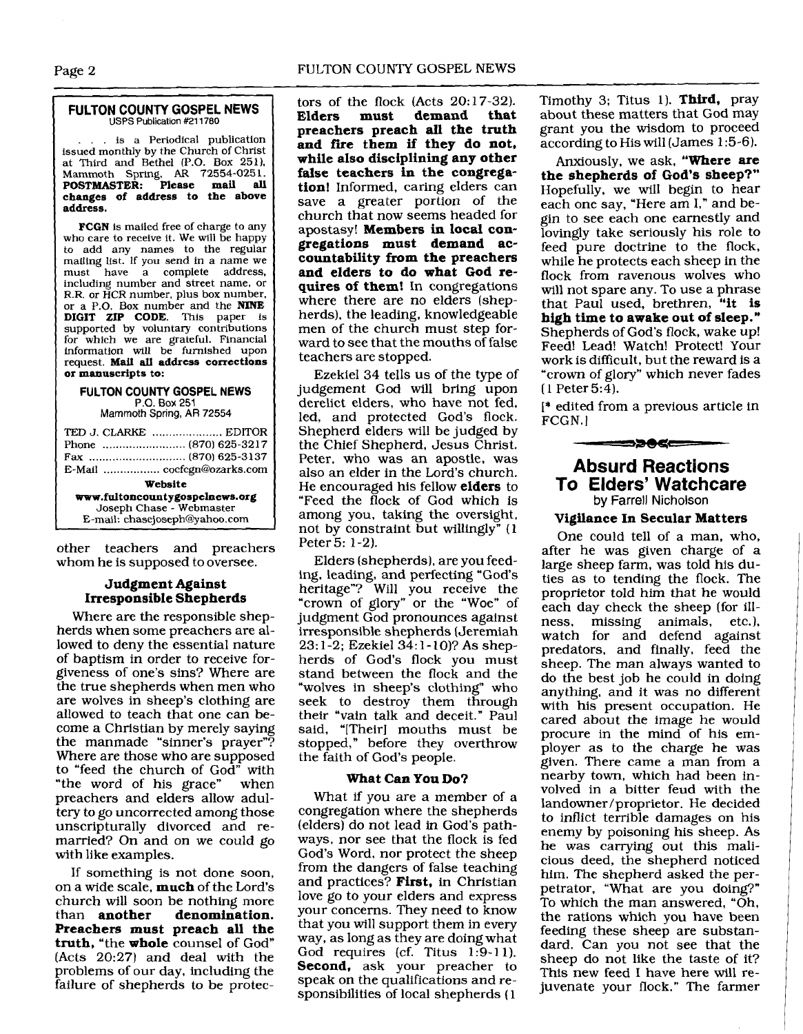**FULTON COUNTY GOSPEL NEWS**
USPS Publication #211780

. . . is a Periodical publication issued monthly by the Church of Christ at Third and Bethel (P.O. Box 251), Mammoth Spring, AR 72554-0251. **POSTMASTER: Please mail all changes of address to the above address.**

**FCGN** is mailed free of charge to any who care to receive it. We will be happy to add any names to the regular mailing list. If you send in a name we must have a complete address, including number and street name, or R.R. or HCR number, plus box number, or a P.O. Box number and the **NINE DIGIT ZIP CODE**. This paper is supported by voluntary contributions for which we are grateful. Financial information will be furnished upon request. **Mail all address corrections or manuscripts to:**

**FULTON COUNTY GOSPEL NEWS**
P.O. Box 251
Mammoth Spring, AR 72554

TED J. CLARKE .................... EDITOR
Phone ......................... (870) 625-3217
Fax ............................ (870) 625-3137
E-Mail ................. cocfcgn@ozarks.com

**Website**
**www.fultoncountygospelnews.org**
Joseph Chase - Webmaster
E-mail: chasejoseph@yahoo.com

other teachers and preachers whom he is supposed to oversee.

### Judgment Against Irresponsible Shepherds

Where are the responsible shepherds when some preachers are allowed to deny the essential nature of baptism in order to receive forgiveness of one's sins? Where are the true shepherds when men who are wolves in sheep's clothing are allowed to teach that one can become a Christian by merely saying the manmade "sinner's prayer"? Where are those who are supposed to "feed the church of God" with "the word of his grace" when preachers and elders allow adultery to go uncorrected among those unscripturally divorced and remarried? On and on we could go with like examples.

If something is not done soon, on a wide scale, **much** of the Lord's church will soon be nothing more than **another denomination. Preachers must preach all the truth,** "the **whole** counsel of God" (Acts 20:27) and deal with the problems of our day, including the failure of shepherds to be protectors of the flock (Acts 20:17-32). **Elders must demand that preachers preach all the truth and fire them if they do not, while also disciplining any other false teachers in the congregation!** Informed, caring elders can save a greater portion of the church that now seems headed for apostasy! **Members in local congregations must demand accountability from the preachers and elders to do what God requires of them!** In congregations where there are no elders (shepherds), the leading, knowledgeable men of the church must step forward to see that the mouths of false teachers are stopped.

Ezekiel 34 tells us of the type of judgement God will bring upon derelict elders, who have not fed, led, and protected God's flock. Shepherd elders will be judged by the Chief Shepherd, Jesus Christ. Peter, who was an apostle, was also an elder in the Lord's church. He encouraged his fellow **elders** to "Feed the flock of God which is among you, taking the oversight, not by constraint but willingly" (1 Peter 5: 1-2).

Elders (shepherds), are you feeding, leading, and perfecting "God's heritage"? Will you receive the "crown of glory" or the "Woe" of judgment God pronounces against irresponsible shepherds (Jeremiah 23:1-2; Ezekiel 34:1-10)? As shepherds of God's flock you must stand between the flock and the "wolves in sheep's clothing" who seek to destroy them through their "vain talk and deceit." Paul said, "[Their] mouths must be stopped," before they overthrow the faith of God's people.

### What Can You Do?

What if you are a member of a congregation where the shepherds (elders) do not lead in God's pathways, nor see that the flock is fed God's Word, nor protect the sheep from the dangers of false teaching and practices? **First,** in Christian love go to your elders and express your concerns. They need to know that you will support them in every way, as long as they are doing what God requires (cf. Titus 1:9-11). **Second,** ask your preacher to speak on the qualifications and responsibilities of local shepherds (1 Timothy 3; Titus 1). **Third,** pray about these matters that God may grant you the wisdom to proceed according to His will (James 1:5-6).

Anxiously, we ask, **"Where are the shepherds of God's sheep?"** Hopefully, we will begin to hear each one say, "Here am I," and begin to see each one earnestly and lovingly take seriously his role to feed pure doctrine to the flock, while he protects each sheep in the flock from ravenous wolves who will not spare any. To use a phrase that Paul used, brethren, **"it is high time to awake out of sleep."** Shepherds of God's flock, wake up! Feed! Lead! Watch! Protect! Your work is difficult, but the reward is a "crown of glory" which never fades (1 Peter 5:4).

[* edited from a previous article in FCGN.]

## Absurd Reactions To Elders' Watchcare

by Farrell Nicholson

### Vigilance In Secular Matters

One could tell of a man, who, after he was given charge of a large sheep farm, was told his duties as to tending the flock. The proprietor told him that he would each day check the sheep (for illness, missing animals, etc.), watch for and defend against predators, and finally, feed the sheep. The man always wanted to do the best job he could in doing anything, and it was no different with his present occupation. He cared about the image he would procure in the mind of his employer as to the charge he was given. There came a man from a nearby town, which had been involved in a bitter feud with the landowner/proprietor. He decided to inflict terrible damages on his enemy by poisoning his sheep. As he was carrying out this malicious deed, the shepherd noticed him. The shepherd asked the perpetrator, "What are you doing?" To which the man answered, "Oh, the rations which you have been feeding these sheep are substandard. Can you not see that the sheep do not like the taste of it? This new feed I have here will rejuvenate your flock." The farmer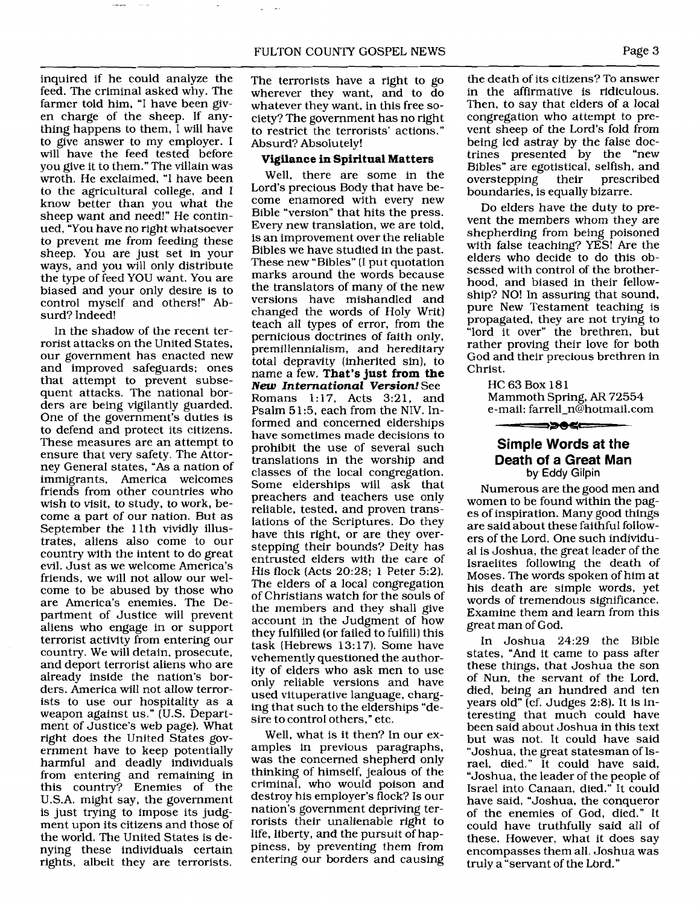inquired if he could analyze the feed. The criminal asked why. The farmer told him, "I have been given charge of the sheep. If anything happens to them, I will have to give answer to my employer. I will have the feed tested before you give it to them." The villain was wroth. He exclaimed, "I have been to the agricultural college, and I know better than you what the sheep want and need!" He continued, "You have no right whatsoever to prevent me from feeding these sheep. You are just set in your ways, and you will only distribute the type of feed YOU want. You are biased and your only desire is to control myself and others!" Absurd? Indeed!

In the shadow of the recent terrorist attacks on the United States, our government has enacted new and improved safeguards; ones that attempt to prevent subsequent attacks. The national borders are being vigilantly guarded. One of the government's duties is to defend and protect its citizens. These measures are an attempt to ensure that very safety. The Attorney General states, "As a nation of immigrants, America welcomes friends from other countries who wish to visit, to study, to work, become a part of our nation. But as September the 11th vividly illustrates, aliens also come to our country with the intent to do great evil. Just as we welcome America's friends, we will not allow our welcome to be abused by those who are America's enemies. The Department of Justice will prevent aliens who engage in or support terrorist activity from entering our country. We will detain, prosecute, and deport terrorist aliens who are already inside the nation's borders. America will not allow terrorists to use our hospitality as a weapon against us." (U.S. Department of Justice's web page). What right does the United States government have to keep potentially harmful and deadly individuals from entering and remaining in this country? Enemies of the U.S.A. might say, the government is just trying to impose its judgment upon its citizens and those of the world. The United States is denying these individuals certain rights, albeit they are terrorists. The terrorists have a right to go wherever they want, and to do whatever they want, in this free society? The government has no right to restrict the terrorists' actions." Absurd? Absolutely!

**Vigilance in Spiritual Matters**

Well, there are some in the Lord's precious Body that have become enamored with every new Bible "version" that hits the press. Every new translation, we are told, is an improvement over the reliable Bibles we have studied in the past. These new "Bibles" (I put quotation marks around the words because the translators of many of the new versions have mishandled and changed the words of Holy Writ) teach all types of error, from the pernicious doctrines of faith only, premillennialism, and hereditary total depravity (inherited sin), to name a few. **That's just from the *New International Version!*** See Romans 1:17, Acts 3:21, and Psalm 51:5, each from the NIV. Informed and concerned elderships have sometimes made decisions to prohibit the use of several such translations in the worship and classes of the local congregation. Some elderships will ask that preachers and teachers use only reliable, tested, and proven translations of the Scriptures. Do they have this right, or are they overstepping their bounds? Deity has entrusted elders with the care of His flock (Acts 20:28; 1 Peter 5:2). The elders of a local congregation of Christians watch for the souls of the members and they shall give account in the Judgment of how they fulfilled (or failed to fulfill) this task (Hebrews 13:17). Some have vehemently questioned the authority of elders who ask men to use only reliable versions and have used vituperative language, charging that such to the elderships "desire to control others," etc.

Well, what is it then? In our examples in previous paragraphs, was the concerned shepherd only thinking of himself, jealous of the criminal, who would poison and destroy his employer's flock? Is our nation's government depriving terrorists their unalienable right to life, liberty, and the pursuit of happiness, by preventing them from entering our borders and causing the death of its citizens? To answer in the affirmative is ridiculous. Then, to say that elders of a local congregation who attempt to prevent sheep of the Lord's fold from being led astray by the false doctrines presented by the "new Bibles" are egotistical, selfish, and overstepping their prescribed boundaries, is equally bizarre.

Do elders have the duty to prevent the members whom they are shepherding from being poisoned with false teaching? YES! Are the elders who decide to do this obsessed with control of the brotherhood, and biased in their fellowship? NO! In assuring that sound, pure New Testament teaching is propagated, they are not trying to "lord it over" the brethren, but rather proving their love for both God and their precious brethren in Christ.

HC 63 Box 181
Mammoth Spring, AR 72554
e-mail: farrell_n@hotmail.com

## Simple Words at the Death of a Great Man

by Eddy Gilpin

Numerous are the good men and women to be found within the pages of inspiration. Many good things are said about these faithful followers of the Lord. One such individual is Joshua, the great leader of the Israelites following the death of Moses. The words spoken of him at his death are simple words, yet words of tremendous significance. Examine them and learn from this great man of God.

In Joshua 24:29 the Bible states, "And it came to pass after these things, that Joshua the son of Nun, the servant of the Lord, died, being an hundred and ten years old" (cf. Judges 2:8). It is interesting that much could have been said about Joshua in this text but was not. It could have said "Joshua, the great statesman of Israel, died." It could have said, "Joshua, the leader of the people of Israel into Canaan, died." It could have said, "Joshua, the conqueror of the enemies of God, died." It could have truthfully said all of these. However, what it does say encompasses them all. Joshua was truly a "servant of the Lord."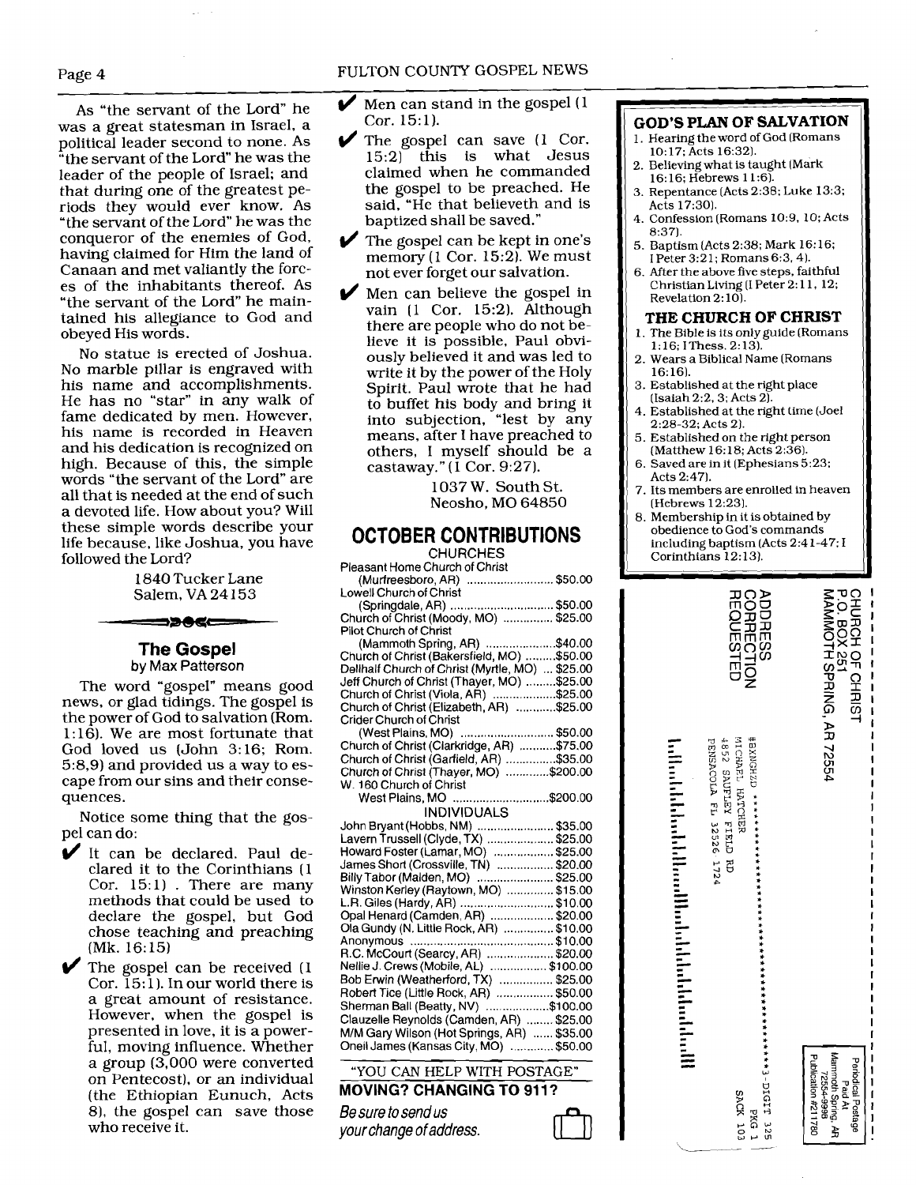As "the servant of the Lord" he was a great statesman in Israel, a political leader second to none. As "the servant of the Lord" he was the leader of the people of Israel; and that during one of the greatest periods they would ever know. As "the servant of the Lord" he was the conqueror of the enemies of God, having claimed for Him the land of Canaan and met valiantly the forces of the inhabitants thereof. As "the servant of the Lord" he maintained his allegiance to God and obeyed His words.

No statue is erected of Joshua. No marble pillar is engraved with his name and accomplishments. He has no "star" in any walk of fame dedicated by men. However, his name is recorded in Heaven and his dedication is recognized on high. Because of this, the simple words "the servant of the Lord" are all that is needed at the end of such a devoted life. How about you? Will these simple words describe your life because, like Joshua, you have followed the Lord?

1840 Tucker Lane
Salem, VA 24153

## The Gospel

by Max Patterson

The word "gospel" means good news, or glad tidings. The gospel is the power of God to salvation (Rom. 1:16). We are most fortunate that God loved us (John 3:16; Rom. 5:8,9) and provided us a way to escape from our sins and their consequences.

Notice some thing that the gospel can do:

- ✔ It can be declared. Paul declared it to the Corinthians (1 Cor. 15:1) . There are many methods that could be used to declare the gospel, but God chose teaching and preaching (Mk. 16:15)
- ✔ The gospel can be received (1 Cor. 15:1). In our world there is a great amount of resistance. However, when the gospel is presented in love, it is a powerful, moving influence. Whether a group (3,000 were converted on Pentecost), or an individual (the Ethiopian Eunuch, Acts 8), the gospel can save those who receive it.
- ✔ Men can stand in the gospel (1 Cor. 15:1).
- ✔ The gospel can save (1 Cor. 15:2) this is what Jesus claimed when he commanded the gospel to be preached. He said, "He that believeth and is baptized shall be saved."
- ✔ The gospel can be kept in one's memory (1 Cor. 15:2). We must not ever forget our salvation.
- ✔ Men can believe the gospel in vain (1 Cor. 15:2). Although there are people who do not believe it is possible, Paul obviously believed it and was led to write it by the power of the Holy Spirit. Paul wrote that he had to buffet his body and bring it into subjection, "lest by any means, after I have preached to others, I myself should be a castaway." (1 Cor. 9:27).

1037 W. South St.
Neosho, MO 64850

## OCTOBER CONTRIBUTIONS

### CHURCHES

| | |
|---|---|
| Pleasant Home Church of Christ (Murfreesboro, AR) | $50.00 |
| Lowell Church of Christ (Springdale, AR) | $50.00 |
| Church of Christ (Moody, MO) | $25.00 |
| Pilot Church of Christ (Mammoth Spring, AR) | $40.00 |
| Church of Christ (Bakersfield, MO) | $50.00 |
| Dellhalf Church of Christ (Myrtle, MO) | $25.00 |
| Jeff Church of Christ (Thayer, MO) | $25.00 |
| Church of Christ (Viola, AR) | $25.00 |
| Church of Christ (Elizabeth, AR) | $25.00 |
| Crider Church of Christ (West Plains, MO) | $50.00 |
| Church of Christ (Clarkridge, AR) | $75.00 |
| Church of Christ (Garfield, AR) | $35.00 |
| Church of Christ (Thayer, MO) | $200.00 |
| W. 160 Church of Christ West Plains, MO | $200.00 |

### INDIVIDUALS

| | |
|---|---|
| John Bryant (Hobbs, NM) | $35.00 |
| Lavern Trussell (Clyde, TX) | $25.00 |
| Howard Foster (Lamar, MO) | $25.00 |
| James Short (Crossville, TN) | $20.00 |
| Billy Tabor (Maiden, MO) | $25.00 |
| Winston Kerley (Raytown, MO) | $15.00 |
| L.R. Giles (Hardy, AR) | $10.00 |
| Opal Henard (Camden, AR) | $20.00 |
| Ola Gundy (N. Little Rock, AR) | $10.00 |
| Anonymous | $10.00 |
| R.C. McCourt (Searcy, AR) | $20.00 |
| Nellie J. Crews (Mobile, AL) | $100.00 |
| Bob Erwin (Weatherford, TX) | $25.00 |
| Robert Tice (Little Rock, AR) | $50.00 |
| Sherman Ball (Beatty, NV) | $100.00 |
| Clauzelle Reynolds (Camden, AR) | $25.00 |
| M/M Gary Wilson (Hot Springs, AR) | $35.00 |
| Oneil James (Kansas City, MO) | $50.00 |

"YOU CAN HELP WITH POSTAGE"

**MOVING? CHANGING TO 911?**

*Be sure to send us your change of address.*

## GOD'S PLAN OF SALVATION

1. Hearing the word of God (Romans 10:17; Acts 16:32).
2. Believing what is taught (Mark 16:16; Hebrews 11:6).
3. Repentance (Acts 2:38; Luke 13:3; Acts 17:30).
4. Confession (Romans 10:9, 10; Acts 8:37).
5. Baptism (Acts 2:38; Mark 16:16; I Peter 3:21; Romans 6:3, 4).
6. After the above five steps, faithful Christian Living (I Peter 2:11, 12; Revelation 2:10).

## THE CHURCH OF CHRIST

1. The Bible is its only guide (Romans 1:16; I Thess. 2:13).
2. Wears a Biblical Name (Romans 16:16).
3. Established at the right place (Isaiah 2:2, 3; Acts 2).
4. Established at the right time (Joel 2:28-32; Acts 2).
5. Established on the right person (Matthew 16:18; Acts 2:36).
6. Saved are in it (Ephesians 5:23; Acts 2:47).
7. Its members are enrolled in heaven (Hebrews 12:23).
8. Membership in it is obtained by obedience to God's commands including baptism (Acts 2:41-47; I Corinthians 12:13).

CHURCH OF CHRIST
P.O. BOX 251
MAMMOTH SPRING, AR 72554

ADDRESS CORRECTION REQUESTED

#EXNCHZD ****************************3-DIGIT 325
MICHAEL HATCHER
4852 SAUFLEY FIELD RD
PENSACOLA FL 32526 1724
PKG 1
SACK 103

Periodical Postage Paid At Mammoth Spring, AR 72554-9998 Publication #211780